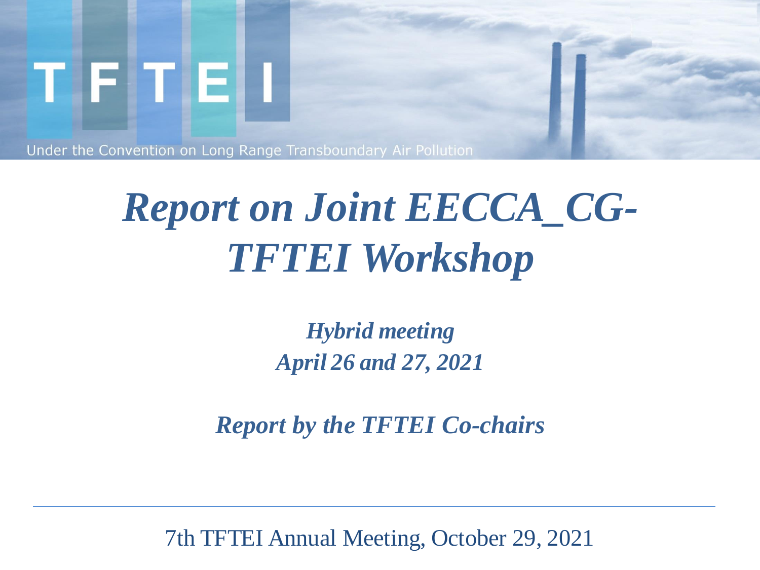TFTEI

Under the Convention on Long Range Transboundary Air Pollution

# *Report on Joint EECCA_CG-TFTEI Workshop*

***Hybrid meeting***
***April 26 and 27, 2021***

***Report by the TFTEI Co-chairs***

7th TFTEI Annual Meeting, October 29, 2021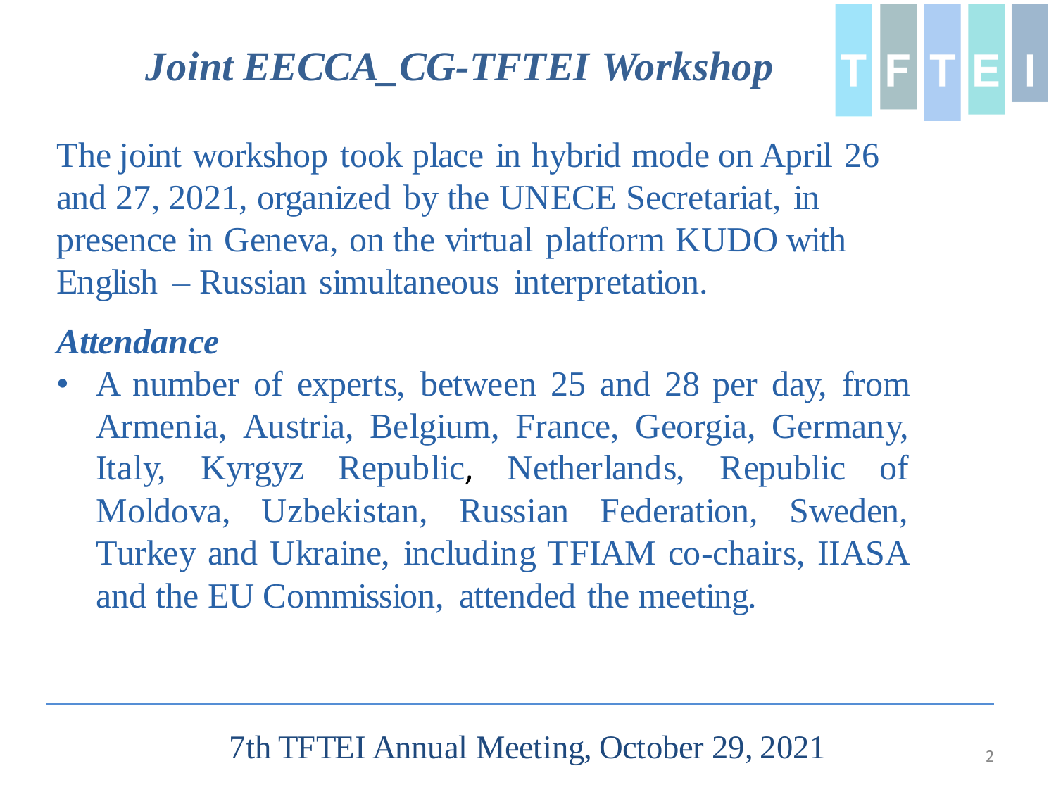# *Joint EECCA_CG-TFTEI Workshop*

The joint workshop took place in hybrid mode on April 26 and 27, 2021, organized by the UNECE Secretariat, in presence in Geneva, on the virtual platform KUDO with English – Russian simultaneous interpretation.

## *Attendance*

- A number of experts, between 25 and 28 per day, from Armenia, Austria, Belgium, France, Georgia, Germany, Italy, Kyrgyz Republic, Netherlands, Republic of Moldova, Uzbekistan, Russian Federation, Sweden, Turkey and Ukraine, including TFIAM co-chairs, IIASA and the EU Commission, attended the meeting.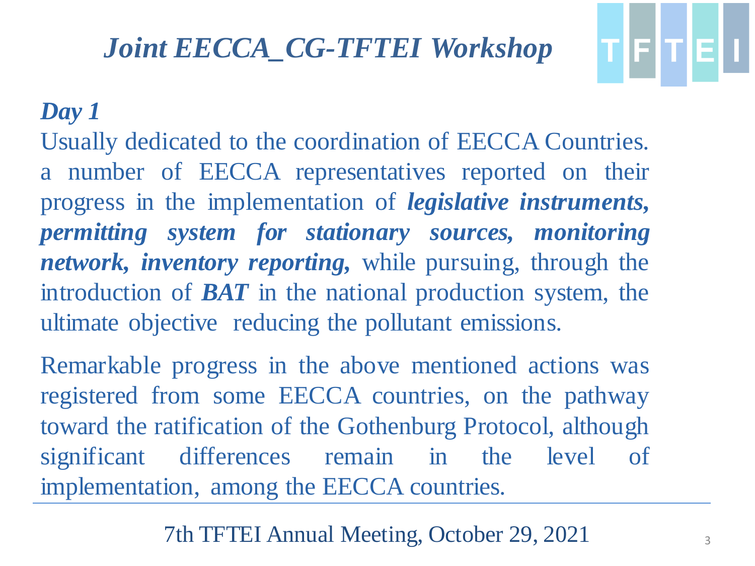# *Joint EECCA_CG-TFTEI Workshop*

***Day 1***

Usually dedicated to the coordination of EECCA Countries. a number of EECCA representatives reported on their progress in the implementation of ***legislative instruments, permitting system for stationary sources, monitoring network, inventory reporting,*** while pursuing, through the introduction of ***BAT*** in the national production system, the ultimate objective reducing the pollutant emissions.

Remarkable progress in the above mentioned actions was registered from some EECCA countries, on the pathway toward the ratification of the Gothenburg Protocol, although significant differences remain in the level of implementation, among the EECCA countries.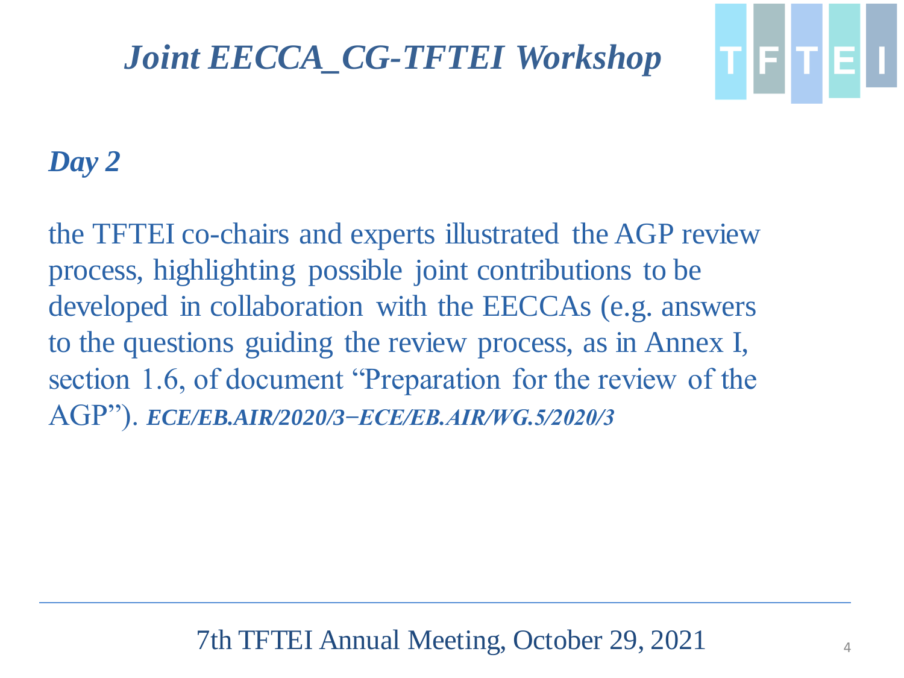# *Joint EECCA_CG-TFTEI Workshop*

## *Day 2*

the TFTEI co-chairs and experts illustrated the AGP review process, highlighting possible joint contributions to be developed in collaboration with the EECCAs (e.g. answers to the questions guiding the review process, as in Annex I, section 1.6, of document "Preparation for the review of the AGP"). ***ECE/EB.AIR/2020/3−ECE/EB.AIR/WG.5/2020/3***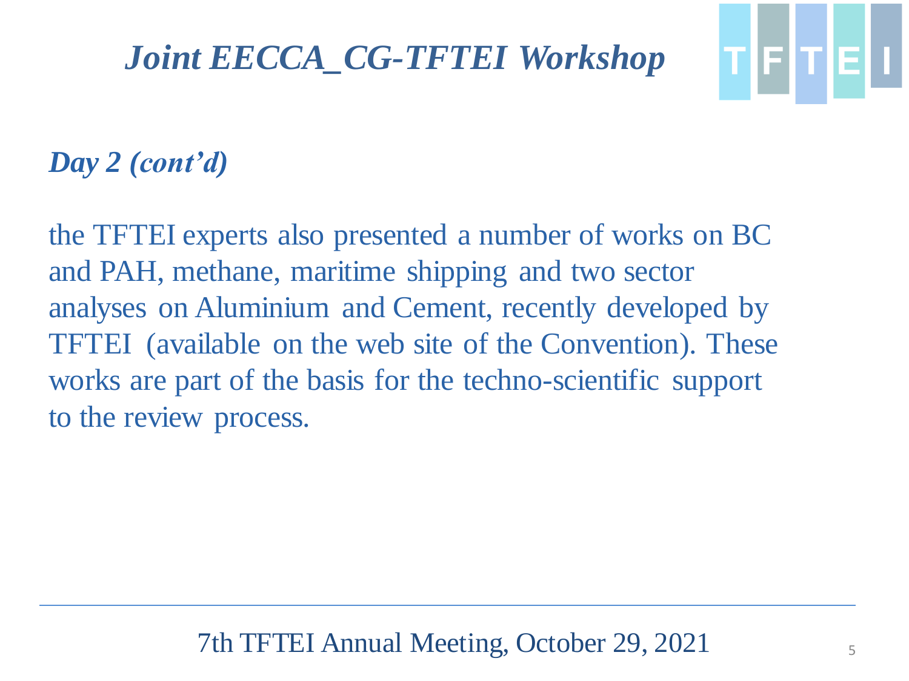# *Joint EECCA_CG-TFTEI Workshop*

## *Day 2 (cont'd)*

the TFTEI experts also presented a number of works on BC and PAH, methane, maritime shipping and two sector analyses on Aluminium and Cement, recently developed by TFTEI (available on the web site of the Convention). These works are part of the basis for the techno-scientific support to the review process.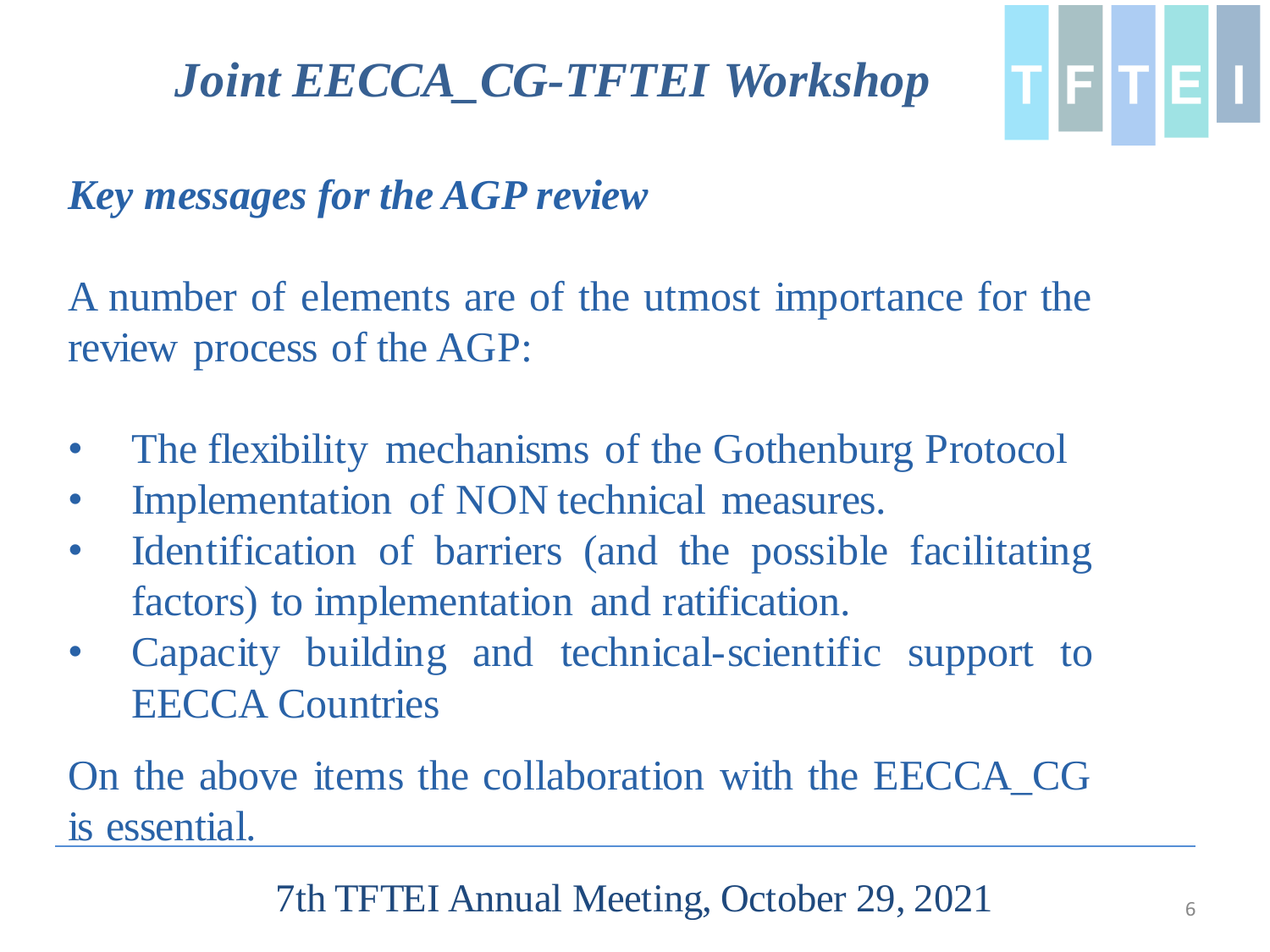# *Joint EECCA_CG-TFTEI Workshop*

## *Key messages for the AGP review*

A number of elements are of the utmost importance for the review process of the AGP:

- The flexibility mechanisms of the Gothenburg Protocol
- Implementation of NON technical measures.
- Identification of barriers (and the possible facilitating factors) to implementation and ratification.
- Capacity building and technical-scientific support to EECCA Countries

On the above items the collaboration with the EECCA_CG is essential.

7th TFTEI Annual Meeting, October 29, 2021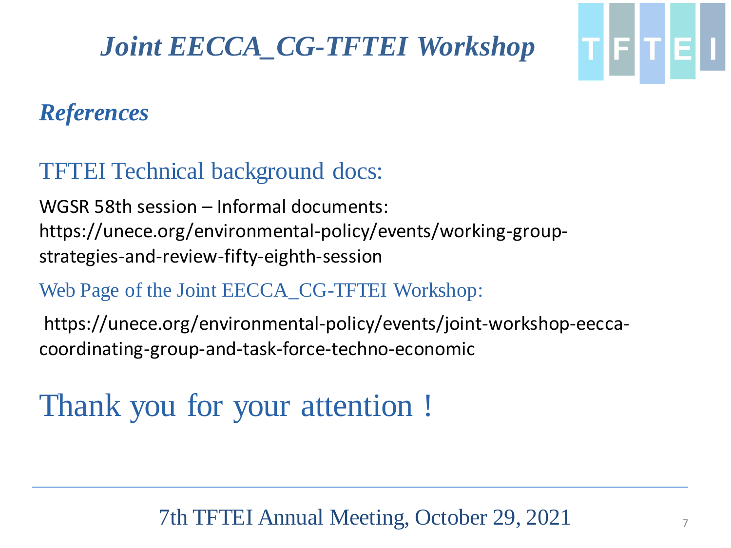# *Joint EECCA_CG-TFTEI Workshop*

## *References*

### TFTEI Technical background docs:

WGSR 58th session – Informal documents:
https://unece.org/environmental-policy/events/working-group-strategies-and-review-fifty-eighth-session

Web Page of the Joint EECCA_CG-TFTEI Workshop:

https://unece.org/environmental-policy/events/joint-workshop-eecca-coordinating-group-and-task-force-techno-economic

## Thank you for your attention !

7th TFTEI Annual Meeting, October 29, 2021